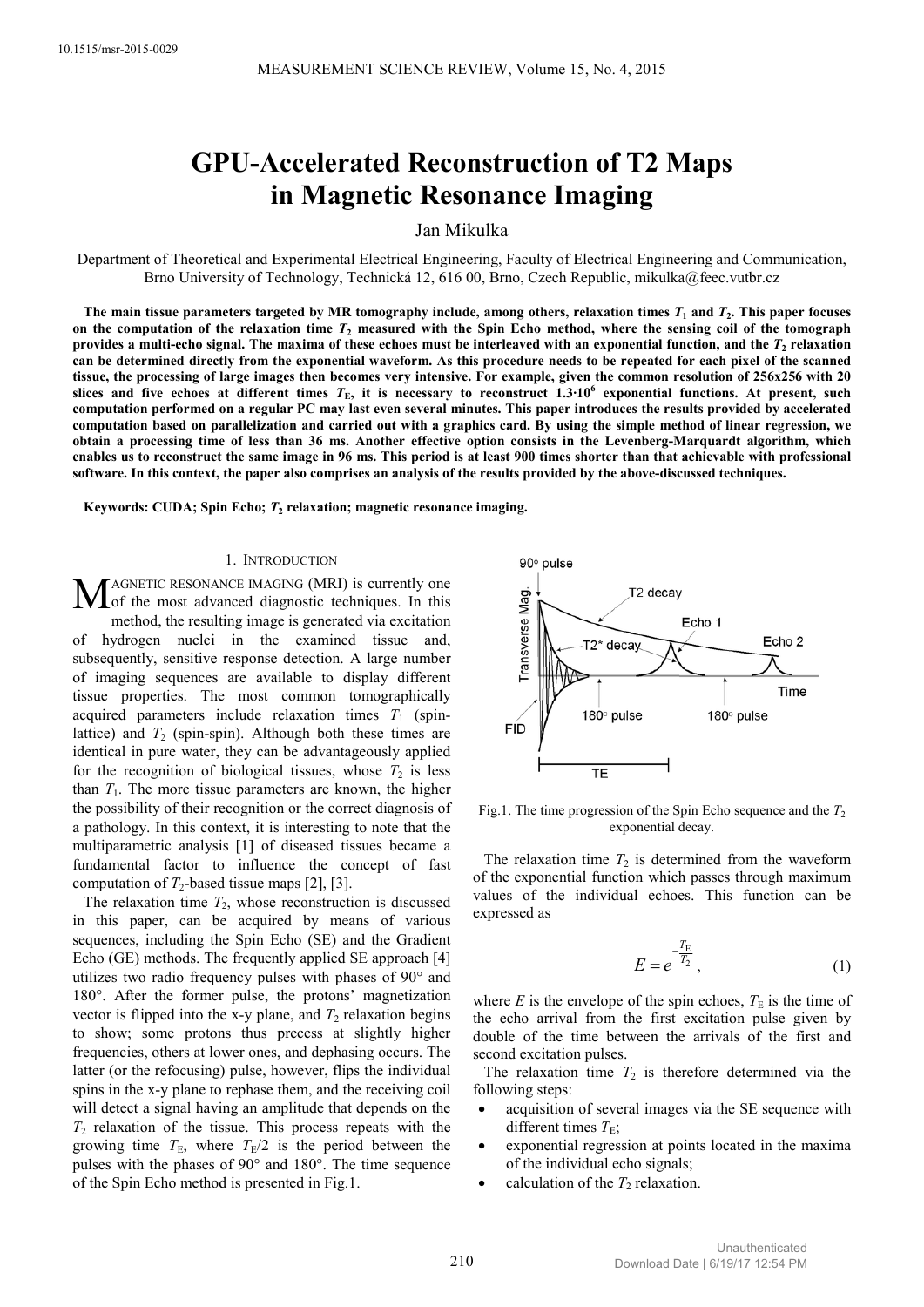# GPU-Accelerated Reconstruction of T2 Maps in Magnetic Resonance Imaging

Jan Mikulka

Department of Theoretical and Experimental Electrical Engineering, Faculty of Electrical Engineering and Communication, Brno University of Technology, Technická 12, 616 00, Brno, Czech Republic, mikulka@feec.vutbr.cz

**The main tissue parameters targeted by MR tomography include, among others, relaxation times $T_1$ and $T_2$. This paper focuses on the computation of the relaxation time $T_2$ measured with the Spin Echo method, where the sensing coil of the tomograph provides a multi-echo signal. The maxima of these echoes must be interleaved with an exponential function, and the $T_2$ relaxation can be determined directly from the exponential waveform. As this procedure needs to be repeated for each pixel of the scanned tissue, the processing of large images then becomes very intensive. For example, given the common resolution of 256x256 with 20 slices and five echoes at different times $T_E$, it is necessary to reconstruct $1.3 \cdot 10^6$ exponential functions. At present, such computation performed on a regular PC may last even several minutes. This paper introduces the results provided by accelerated computation based on parallelization and carried out with a graphics card. By using the simple method of linear regression, we obtain a processing time of less than 36 ms. Another effective option consists in the Levenberg-Marquardt algorithm, which enables us to reconstruct the same image in 96 ms. This period is at least 900 times shorter than that achievable with professional software. In this context, the paper also comprises an analysis of the results provided by the above-discussed techniques.**

**Keywords: CUDA; Spin Echo; $T_2$ relaxation; magnetic resonance imaging.**

## 1. Introduction

Magnetic resonance imaging (MRI) is currently one of the most advanced diagnostic techniques. In this method, the resulting image is generated via excitation of hydrogen nuclei in the examined tissue and, subsequently, sensitive response detection. A large number of imaging sequences are available to display different tissue properties. The most common tomographically acquired parameters include relaxation times $T_1$ (spin-lattice) and $T_2$ (spin-spin). Although both these times are identical in pure water, they can be advantageously applied for the recognition of biological tissues, whose $T_2$ is less than $T_1$. The more tissue parameters are known, the higher the possibility of their recognition or the correct diagnosis of a pathology. In this context, it is interesting to note that the multiparametric analysis [1] of diseased tissues became a fundamental factor to influence the concept of fast computation of $T_2$-based tissue maps [2], [3].

The relaxation time $T_2$, whose reconstruction is discussed in this paper, can be acquired by means of various sequences, including the Spin Echo (SE) and the Gradient Echo (GE) methods. The frequently applied SE approach [4] utilizes two radio frequency pulses with phases of 90° and 180°. After the former pulse, the protons' magnetization vector is flipped into the x-y plane, and $T_2$ relaxation begins to show; some protons thus precess at slightly higher frequencies, others at lower ones, and dephasing occurs. The latter (or the refocusing) pulse, however, flips the individual spins in the x-y plane to rephase them, and the receiving coil will detect a signal having an amplitude that depends on the $T_2$ relaxation of the tissue. This process repeats with the growing time $T_E$, where $T_E/2$ is the period between the pulses with the phases of 90° and 180°. The time sequence of the Spin Echo method is presented in Fig.1.

Fig.1. The time progression of the Spin Echo sequence and the $T_2$ exponential decay.

The relaxation time $T_2$ is determined from the waveform of the exponential function which passes through maximum values of the individual echoes. This function can be expressed as

$$E = e^{-\frac{T_E}{T_2}}, \tag{1}$$

where $E$ is the envelope of the spin echoes, $T_E$ is the time of the echo arrival from the first excitation pulse given by double of the time between the arrivals of the first and second excitation pulses.

The relaxation time $T_2$ is therefore determined via the following steps:

- acquisition of several images via the SE sequence with different times $T_E$;
- exponential regression at points located in the maxima of the individual echo signals;
- calculation of the $T_2$ relaxation.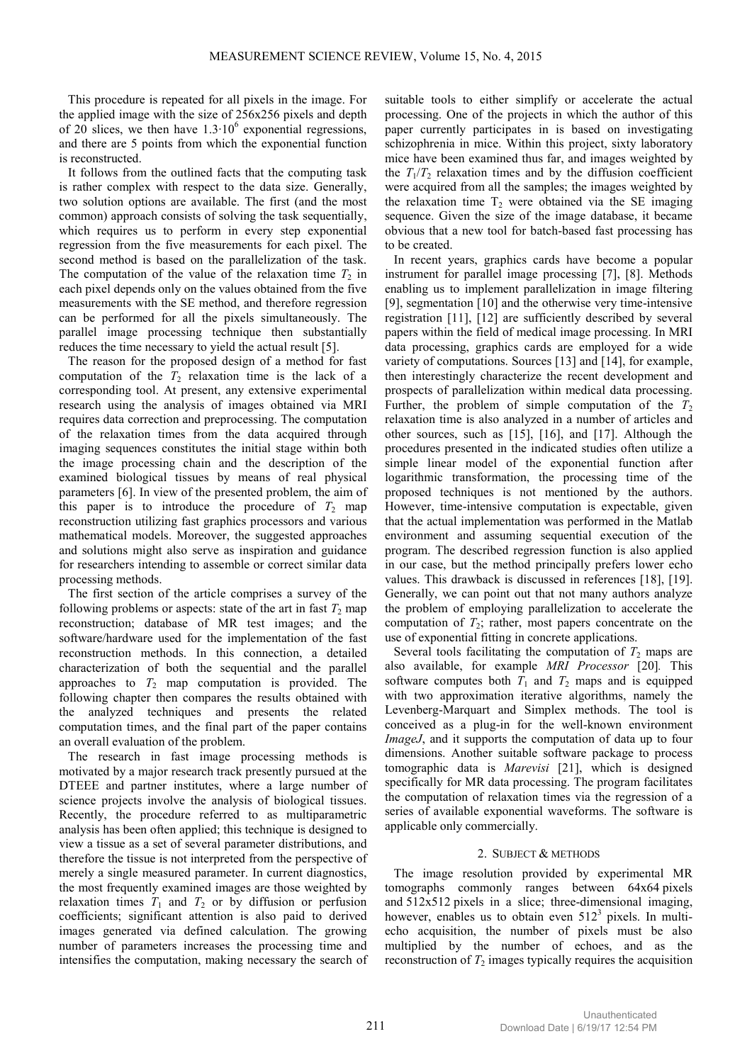This procedure is repeated for all pixels in the image. For the applied image with the size of 256x256 pixels and depth of 20 slices, we then have $1.3 \cdot 10^6$ exponential regressions, and there are 5 points from which the exponential function is reconstructed.

It follows from the outlined facts that the computing task is rather complex with respect to the data size. Generally, two solution options are available. The first (and the most common) approach consists of solving the task sequentially, which requires us to perform in every step exponential regression from the five measurements for each pixel. The second method is based on the parallelization of the task. The computation of the value of the relaxation time $T_2$ in each pixel depends only on the values obtained from the five measurements with the SE method, and therefore regression can be performed for all the pixels simultaneously. The parallel image processing technique then substantially reduces the time necessary to yield the actual result [5].

The reason for the proposed design of a method for fast computation of the $T_2$ relaxation time is the lack of a corresponding tool. At present, any extensive experimental research using the analysis of images obtained via MRI requires data correction and preprocessing. The computation of the relaxation times from the data acquired through imaging sequences constitutes the initial stage within both the image processing chain and the description of the examined biological tissues by means of real physical parameters [6]. In view of the presented problem, the aim of this paper is to introduce the procedure of $T_2$ map reconstruction utilizing fast graphics processors and various mathematical models. Moreover, the suggested approaches and solutions might also serve as inspiration and guidance for researchers intending to assemble or correct similar data processing methods.

The first section of the article comprises a survey of the following problems or aspects: state of the art in fast $T_2$ map reconstruction; database of MR test images; and the software/hardware used for the implementation of the fast reconstruction methods. In this connection, a detailed characterization of both the sequential and the parallel approaches to $T_2$ map computation is provided. The following chapter then compares the results obtained with the analyzed techniques and presents the related computation times, and the final part of the paper contains an overall evaluation of the problem.

The research in fast image processing methods is motivated by a major research track presently pursued at the DTEEE and partner institutes, where a large number of science projects involve the analysis of biological tissues. Recently, the procedure referred to as multiparametric analysis has been often applied; this technique is designed to view a tissue as a set of several parameter distributions, and therefore the tissue is not interpreted from the perspective of merely a single measured parameter. In current diagnostics, the most frequently examined images are those weighted by relaxation times $T_1$ and $T_2$ or by diffusion or perfusion coefficients; significant attention is also paid to derived images generated via defined calculation. The growing number of parameters increases the processing time and intensifies the computation, making necessary the search of suitable tools to either simplify or accelerate the actual processing. One of the projects in which the author of this paper currently participates in is based on investigating schizophrenia in mice. Within this project, sixty laboratory mice have been examined thus far, and images weighted by the $T_1$/$T_2$ relaxation times and by the diffusion coefficient were acquired from all the samples; the images weighted by the relaxation time $T_2$ were obtained via the SE imaging sequence. Given the size of the image database, it became obvious that a new tool for batch-based fast processing has to be created.

In recent years, graphics cards have become a popular instrument for parallel image processing [7], [8]. Methods enabling us to implement parallelization in image filtering [9], segmentation [10] and the otherwise very time-intensive registration [11], [12] are sufficiently described by several papers within the field of medical image processing. In MRI data processing, graphics cards are employed for a wide variety of computations. Sources [13] and [14], for example, then interestingly characterize the recent development and prospects of parallelization within medical data processing. Further, the problem of simple computation of the $T_2$ relaxation time is also analyzed in a number of articles and other sources, such as [15], [16], and [17]. Although the procedures presented in the indicated studies often utilize a simple linear model of the exponential function after logarithmic transformation, the processing time of the proposed techniques is not mentioned by the authors. However, time-intensive computation is expectable, given that the actual implementation was performed in the Matlab environment and assuming sequential execution of the program. The described regression function is also applied in our case, but the method principally prefers lower echo values. This drawback is discussed in references [18], [19]. Generally, we can point out that not many authors analyze the problem of employing parallelization to accelerate the computation of $T_2$; rather, most papers concentrate on the use of exponential fitting in concrete applications.

Several tools facilitating the computation of $T_2$ maps are also available, for example *MRI Processor* [20]. This software computes both $T_1$ and $T_2$ maps and is equipped with two approximation iterative algorithms, namely the Levenberg-Marquart and Simplex methods. The tool is conceived as a plug-in for the well-known environment *ImageJ*, and it supports the computation of data up to four dimensions. Another suitable software package to process tomographic data is *Marevisi* [21], which is designed specifically for MR data processing. The program facilitates the computation of relaxation times via the regression of a series of available exponential waveforms. The software is applicable only commercially.

## 2. Subject & methods

The image resolution provided by experimental MR tomographs commonly ranges between 64x64 pixels and 512x512 pixels in a slice; three-dimensional imaging, however, enables us to obtain even $512^3$ pixels. In multi-echo acquisition, the number of pixels must be also multiplied by the number of echoes, and as the reconstruction of $T_2$ images typically requires the acquisition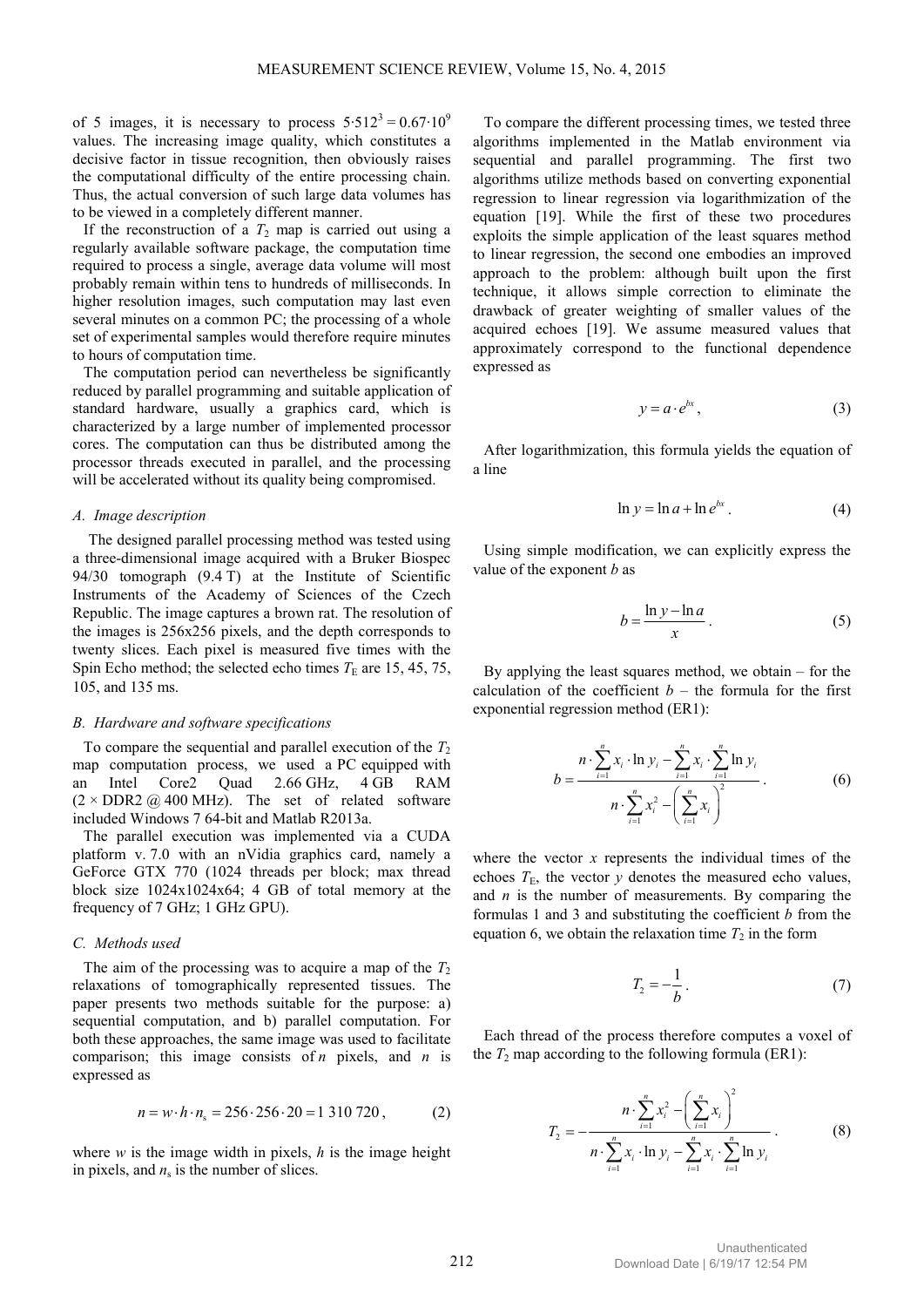of 5 images, it is necessary to process $5 \cdot 512^3 = 0.67 \cdot 10^9$ values. The increasing image quality, which constitutes a decisive factor in tissue recognition, then obviously raises the computational difficulty of the entire processing chain. Thus, the actual conversion of such large data volumes has to be viewed in a completely different manner.

If the reconstruction of a $T_2$ map is carried out using a regularly available software package, the computation time required to process a single, average data volume will most probably remain within tens to hundreds of milliseconds. In higher resolution images, such computation may last even several minutes on a common PC; the processing of a whole set of experimental samples would therefore require minutes to hours of computation time.

The computation period can nevertheless be significantly reduced by parallel programming and suitable application of standard hardware, usually a graphics card, which is characterized by a large number of implemented processor cores. The computation can thus be distributed among the processor threads executed in parallel, and the processing will be accelerated without its quality being compromised.

### A. Image description

The designed parallel processing method was tested using a three-dimensional image acquired with a Bruker Biospec 94/30 tomograph (9.4 T) at the Institute of Scientific Instruments of the Academy of Sciences of the Czech Republic. The image captures a brown rat. The resolution of the images is 256x256 pixels, and the depth corresponds to twenty slices. Each pixel is measured five times with the Spin Echo method; the selected echo times $T_E$ are 15, 45, 75, 105, and 135 ms.

### B. Hardware and software specifications

To compare the sequential and parallel execution of the $T_2$ map computation process, we used a PC equipped with an Intel Core2 Quad 2.66 GHz, 4 GB RAM (2 × DDR2 @ 400 MHz). The set of related software included Windows 7 64-bit and Matlab R2013a.

The parallel execution was implemented via a CUDA platform v. 7.0 with an nVidia graphics card, namely a GeForce GTX 770 (1024 threads per block; max thread block size 1024x1024x64; 4 GB of total memory at the frequency of 7 GHz; 1 GHz GPU).

### C. Methods used

The aim of the processing was to acquire a map of the $T_2$ relaxations of tomographically represented tissues. The paper presents two methods suitable for the purpose: a) sequential computation, and b) parallel computation. For both these approaches, the same image was used to facilitate comparison; this image consists of $n$ pixels, and $n$ is expressed as

$$n = w \cdot h \cdot n_s = 256 \cdot 256 \cdot 20 = 1\,310\,720\,, \tag{2}$$

where $w$ is the image width in pixels, $h$ is the image height in pixels, and $n_s$ is the number of slices.

To compare the different processing times, we tested three algorithms implemented in the Matlab environment via sequential and parallel programming. The first two algorithms utilize methods based on converting exponential regression to linear regression via logarithmization of the equation [19]. While the first of these two procedures exploits the simple application of the least squares method to linear regression, the second one embodies an improved approach to the problem: although built upon the first technique, it allows simple correction to eliminate the drawback of greater weighting of smaller values of the acquired echoes [19]. We assume measured values that approximately correspond to the functional dependence expressed as

$$y = a \cdot e^{bx}\,, \tag{3}$$

After logarithmization, this formula yields the equation of a line

$$\ln y = \ln a + \ln e^{bx}\,. \tag{4}$$

Using simple modification, we can explicitly express the value of the exponent $b$ as

$$b = \frac{\ln y - \ln a}{x}\,. \tag{5}$$

By applying the least squares method, we obtain – for the calculation of the coefficient $b$ – the formula for the first exponential regression method (ER1):

$$b = \frac{n \cdot \sum_{i=1}^{n} x_i \cdot \ln y_i - \sum_{i=1}^{n} x_i \cdot \sum_{i=1}^{n} \ln y_i}{n \cdot \sum_{i=1}^{n} x_i^2 - \left( \sum_{i=1}^{n} x_i \right)^2}\,. \tag{6}$$

where the vector $x$ represents the individual times of the echoes $T_E$, the vector $y$ denotes the measured echo values, and $n$ is the number of measurements. By comparing the formulas 1 and 3 and substituting the coefficient $b$ from the equation 6, we obtain the relaxation time $T_2$ in the form

$$T_2 = -\frac{1}{b}\,. \tag{7}$$

Each thread of the process therefore computes a voxel of the $T_2$ map according to the following formula (ER1):

$$T_2 = -\frac{n \cdot \sum_{i=1}^{n} x_i^2 - \left( \sum_{i=1}^{n} x_i \right)^2}{n \cdot \sum_{i=1}^{n} x_i \cdot \ln y_i - \sum_{i=1}^{n} x_i \cdot \sum_{i=1}^{n} \ln y_i}\,. \tag{8}$$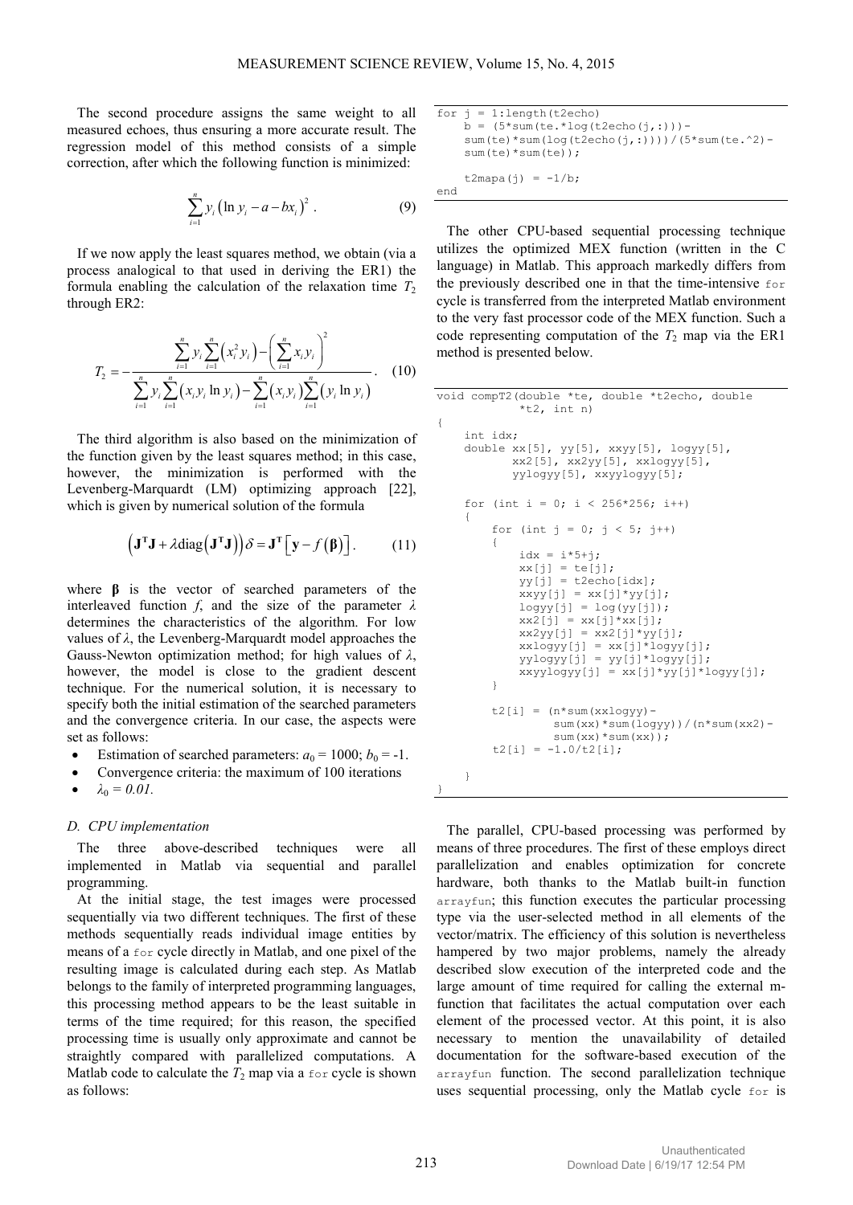The second procedure assigns the same weight to all measured echoes, thus ensuring a more accurate result. The regression model of this method consists of a simple correction, after which the following function is minimized:

$$\sum_{i=1}^{n} y_i \left(\ln y_i - a - bx_i\right)^2 . \tag{9}$$

If we now apply the least squares method, we obtain (via a process analogical to that used in deriving the ER1) the formula enabling the calculation of the relaxation time $T_2$ through ER2:

$$T_2 = -\frac{\sum_{i=1}^{n} y_i \sum_{i=1}^{n}\left(x_i^2 y_i\right) - \left(\sum_{i=1}^{n} x_i y_i\right)^2}{\sum_{i=1}^{n} y_i \sum_{i=1}^{n}\left(x_i y_i \ln y_i\right) - \sum_{i=1}^{n}\left(x_i y_i\right)\sum_{i=1}^{n}\left(y_i \ln y_i\right)} . \tag{10}$$

The third algorithm is also based on the minimization of the function given by the least squares method; in this case, however, the minimization is performed with the Levenberg-Marquardt (LM) optimizing approach [22], which is given by numerical solution of the formula

$$\left(\mathbf{J}^{\mathbf{T}}\mathbf{J} + \lambda \operatorname{diag}\left(\mathbf{J}^{\mathbf{T}}\mathbf{J}\right)\right)\delta = \mathbf{J}^{\mathbf{T}}\left[\mathbf{y} - f\left(\boldsymbol{\beta}\right)\right]. \tag{11}$$

where $\boldsymbol{\beta}$ is the vector of searched parameters of the interleaved function $f$, and the size of the parameter $\lambda$ determines the characteristics of the algorithm. For low values of $\lambda$, the Levenberg-Marquardt model approaches the Gauss-Newton optimization method; for high values of $\lambda$, however, the model is close to the gradient descent technique. For the numerical solution, it is necessary to specify both the initial estimation of the searched parameters and the convergence criteria. In our case, the aspects were set as follows:

- Estimation of searched parameters: $a_0 = 1000$; $b_0 = -1$.
- Convergence criteria: the maximum of 100 iterations
- $\lambda_0 = 0.01$.

### D. CPU implementation

The three above-described techniques were all implemented in Matlab via sequential and parallel programming.

At the initial stage, the test images were processed sequentially via two different techniques. The first of these methods sequentially reads individual image entities by means of a `for` cycle directly in Matlab, and one pixel of the resulting image is calculated during each step. As Matlab belongs to the family of interpreted programming languages, this processing method appears to be the least suitable in terms of the time required; for this reason, the specified processing time is usually only approximate and cannot be straightly compared with parallelized computations. A Matlab code to calculate the $T_2$ map via a `for` cycle is shown as follows:

```
for j = 1:length(t2echo)
    b = (5*sum(te.*log(t2echo(j,:)))-
    sum(te)*sum(log(t2echo(j,:))))/(5*sum(te.^2)-
    sum(te)*sum(te));

    t2mapa(j) = -1/b;
end
```

The other CPU-based sequential processing technique utilizes the optimized MEX function (written in the C language) in Matlab. This approach markedly differs from the previously described one in that the time-intensive `for` cycle is transferred from the interpreted Matlab environment to the very fast processor code of the MEX function. Such a code representing computation of the $T_2$ map via the ER1 method is presented below.

```
void compT2(double *te, double *t2echo, double
            *t2, int n)
{
    int idx;
    double xx[5], yy[5], xxyy[5], logyy[5],
           xx2[5], xx2yy[5], xxlogyy[5],
           yylogyy[5], xxyylogyy[5];

    for (int i = 0; i < 256*256; i++)
    {
        for (int j = 0; j < 5; j++)
        {
            idx = i*5+j;
            xx[j] = te[j];
            yy[j] = t2echo[idx];
            xxyy[j] = xx[j]*yy[j];
            logyy[j] = log(yy[j]);
            xx2[j] = xx[j]*xx[j];
            xx2yy[j] = xx2[j]*yy[j];
            xxlogyy[j] = xx[j]*logyy[j];
            yylogyy[j] = yy[j]*logyy[j];
            xxyylogyy[j] = xx[j]*yy[j]*logyy[j];
        }

        t2[i] = (n*sum(xxlogyy)-
                sum(xx)*sum(logyy))/(n*sum(xx2)-
                sum(xx)*sum(xx));
        t2[i] = -1.0/t2[i];

    }
}
```

The parallel, CPU-based processing was performed by means of three procedures. The first of these employs direct parallelization and enables optimization for concrete hardware, both thanks to the Matlab built-in function `arrayfun`; this function executes the particular processing type via the user-selected method in all elements of the vector/matrix. The efficiency of this solution is nevertheless hampered by two major problems, namely the already described slow execution of the interpreted code and the large amount of time required for calling the external m-function that facilitates the actual computation over each element of the processed vector. At this point, it is also necessary to mention the unavailability of detailed documentation for the software-based execution of the `arrayfun` function. The second parallelization technique uses sequential processing, only the Matlab cycle `for` is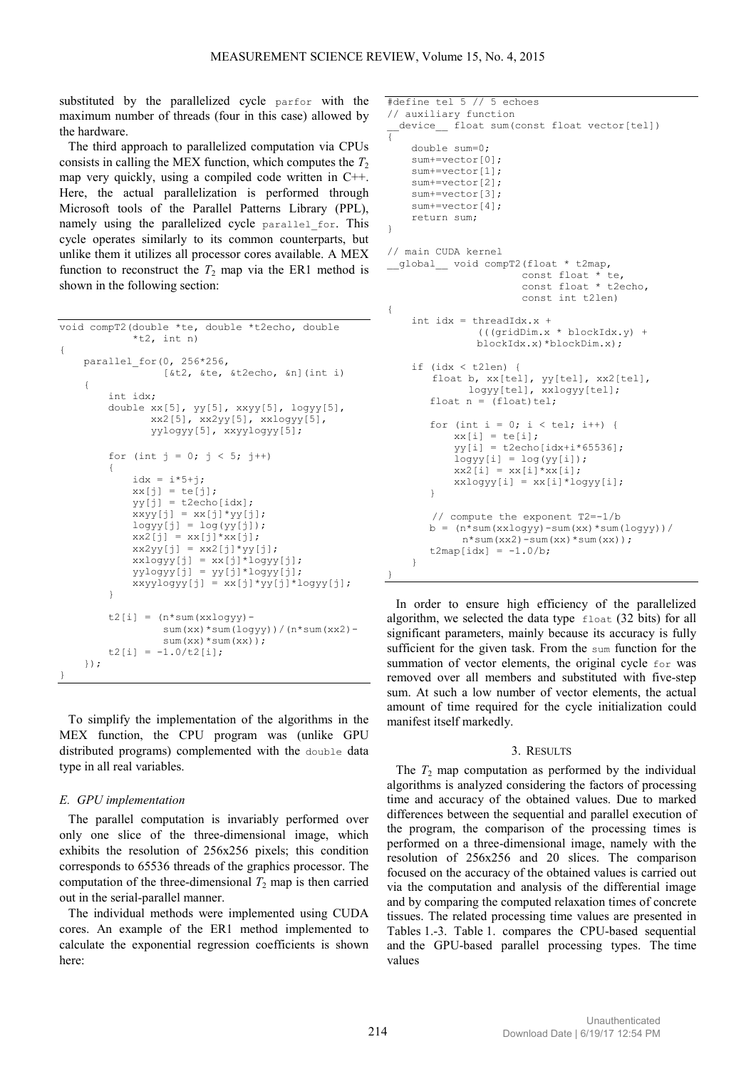substituted by the parallelized cycle `parfor` with the maximum number of threads (four in this case) allowed by the hardware.

The third approach to parallelized computation via CPUs consists in calling the MEX function, which computes the $T_2$ map very quickly, using a compiled code written in C++. Here, the actual parallelization is performed through Microsoft tools of the Parallel Patterns Library (PPL), namely using the parallelized cycle `parallel_for`. This cycle operates similarly to its common counterparts, but unlike them it utilizes all processor cores available. A MEX function to reconstruct the $T_2$ map via the ER1 method is shown in the following section:

```
void compT2(double *te, double *t2echo, double
            *t2, int n)
{
    parallel_for(0, 256*256,
                 [&t2, &te, &t2echo, &n](int i)
    {
        int idx;
        double xx[5], yy[5], xxyy[5], logyy[5],
               xx2[5], xx2yy[5], xxlogyy[5],
               yylogyy[5], xxyylogyy[5];

        for (int j = 0; j < 5; j++)
        {
            idx = i*5+j;
            xx[j] = te[j];
            yy[j] = t2echo[idx];
            xxyy[j] = xx[j]*yy[j];
            logyy[j] = log(yy[j]);
            xx2[j] = xx[j]*xx[j];
            xx2yy[j] = xx2[j]*yy[j];
            xxlogyy[j] = xx[j]*logyy[j];
            yylogyy[j] = yy[j]*logyy[j];
            xxyylogyy[j] = xx[j]*yy[j]*logyy[j];
        }

        t2[i] = (n*sum(xxlogyy)-
                 sum(xx)*sum(logyy))/(n*sum(xx2)-
                 sum(xx)*sum(xx));
        t2[i] = -1.0/t2[i];
    });
}
```

To simplify the implementation of the algorithms in the MEX function, the CPU program was (unlike GPU distributed programs) complemented with the `double` data type in all real variables.

### *E. GPU implementation*

The parallel computation is invariably performed over only one slice of the three-dimensional image, which exhibits the resolution of 256x256 pixels; this condition corresponds to 65536 threads of the graphics processor. The computation of the three-dimensional $T_2$ map is then carried out in the serial-parallel manner.

The individual methods were implemented using CUDA cores. An example of the ER1 method implemented to calculate the exponential regression coefficients is shown here:

```
#define tel 5 // 5 echoes
// auxiliary function
__device__ float sum(const float vector[tel])
{
    double sum=0;
    sum+=vector[0];
    sum+=vector[1];
    sum+=vector[2];
    sum+=vector[3];
    sum+=vector[4];
    return sum;
}

// main CUDA kernel
__global__ void compT2(float * t2map,
                       const float * te,
                       const float * t2echo,
                       const int t2len)
{
    int idx = threadIdx.x +
              (((gridDim.x * blockIdx.y) +
              blockIdx.x)*blockDim.x);

    if (idx < t2len) {
       float b, xx[tel], yy[tel], xx2[tel],
             logyy[tel], xxlogyy[tel];
       float n = (float)tel;

       for (int i = 0; i < tel; i++) {
           xx[i] = te[i];
           yy[i] = t2echo[idx+i*65536];
           logyy[i] = log(yy[i]);
           xx2[i] = xx[i]*xx[i];
           xxlogyy[i] = xx[i]*logyy[i];
       }

       // compute the exponent T2=-1/b
       b = (n*sum(xxlogyy)-sum(xx)*sum(logyy))/
           n*sum(xx2)-sum(xx)*sum(xx));
       t2map[idx] = -1.0/b;
    }
}
```

In order to ensure high efficiency of the parallelized algorithm, we selected the data type `float` (32 bits) for all significant parameters, mainly because its accuracy is fully sufficient for the given task. From the `sum` function for the summation of vector elements, the original cycle `for` was removed over all members and substituted with five-step sum. At such a low number of vector elements, the actual amount of time required for the cycle initialization could manifest itself markedly.

## 3. Results

The $T_2$ map computation as performed by the individual algorithms is analyzed considering the factors of processing time and accuracy of the obtained values. Due to marked differences between the sequential and parallel execution of the program, the comparison of the processing times is performed on a three-dimensional image, namely with the resolution of 256x256 and 20 slices. The comparison focused on the accuracy of the obtained values is carried out via the computation and analysis of the differential image and by comparing the computed relaxation times of concrete tissues. The related processing time values are presented in Tables 1.-3. Table 1. compares the CPU-based sequential and the GPU-based parallel processing types. The time values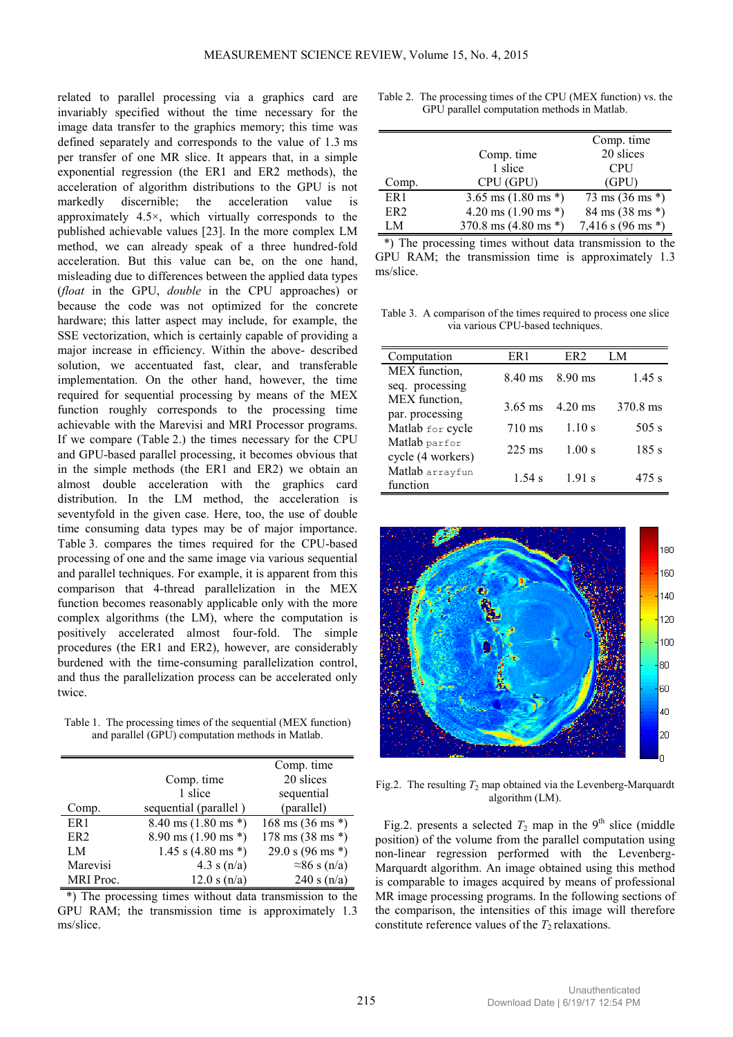related to parallel processing via a graphics card are invariably specified without the time necessary for the image data transfer to the graphics memory; this time was defined separately and corresponds to the value of 1.3 ms per transfer of one MR slice. It appears that, in a simple exponential regression (the ER1 and ER2 methods), the acceleration of algorithm distributions to the GPU is not markedly discernible; the acceleration value is approximately 4.5×, which virtually corresponds to the published achievable values [23]. In the more complex LM method, we can already speak of a three hundred-fold acceleration. But this value can be, on the one hand, misleading due to differences between the applied data types (*float* in the GPU, *double* in the CPU approaches) or because the code was not optimized for the concrete hardware; this latter aspect may include, for example, the SSE vectorization, which is certainly capable of providing a major increase in efficiency. Within the above- described solution, we accentuated fast, clear, and transferable implementation. On the other hand, however, the time required for sequential processing by means of the MEX function roughly corresponds to the processing time achievable with the Marevisi and MRI Processor programs. If we compare (Table 2.) the times necessary for the CPU and GPU-based parallel processing, it becomes obvious that in the simple methods (the ER1 and ER2) we obtain an almost double acceleration with the graphics card distribution. In the LM method, the acceleration is seventyfold in the given case. Here, too, the use of double time consuming data types may be of major importance. Table 3. compares the times required for the CPU-based processing of one and the same image via various sequential and parallel techniques. For example, it is apparent from this comparison that 4-thread parallelization in the MEX function becomes reasonably applicable only with the more complex algorithms (the LM), where the computation is positively accelerated almost four-fold. The simple procedures (the ER1 and ER2), however, are considerably burdened with the time-consuming parallelization control, and thus the parallelization process can be accelerated only twice.

Table 1. The processing times of the sequential (MEX function) and parallel (GPU) computation methods in Matlab.

| Comp. | Comp. time 1 slice sequential (parallel ) | Comp. time 20 slices sequential (parallel) |
|---|---|---|
| ER1 | 8.40 ms (1.80 ms *) | 168 ms (36 ms *) |
| ER2 | 8.90 ms (1.90 ms *) | 178 ms (38 ms *) |
| LM | 1.45 s (4.80 ms *) | 29.0 s (96 ms *) |
| Marevisi | 4.3 s (n/a) | ≈86 s (n/a) |
| MRI Proc. | 12.0 s (n/a) | 240 s (n/a) |

*) The processing times without data transmission to the GPU RAM; the transmission time is approximately 1.3 ms/slice.

Table 2. The processing times of the CPU (MEX function) vs. the GPU parallel computation methods in Matlab.

| Comp. | Comp. time 1 slice CPU (GPU) | Comp. time 20 slices CPU (GPU) |
|---|---|---|
| ER1 | 3.65 ms (1.80 ms *) | 73 ms (36 ms *) |
| ER2 | 4.20 ms (1.90 ms *) | 84 ms (38 ms *) |
| LM | 370.8 ms (4.80 ms *) | 7,416 s (96 ms *) |

*) The processing times without data transmission to the GPU RAM; the transmission time is approximately 1.3 ms/slice.

Table 3. A comparison of the times required to process one slice via various CPU-based techniques.

| Computation | ER1 | ER2 | LM |
|---|---|---|---|
| MEX function, seq. processing | 8.40 ms | 8.90 ms | 1.45 s |
| MEX function, par. processing | 3.65 ms | 4.20 ms | 370.8 ms |
| Matlab `for` cycle | 710 ms | 1.10 s | 505 s |
| Matlab `parfor` cycle (4 workers) | 225 ms | 1.00 s | 185 s |
| Matlab `arrayfun` function | 1.54 s | 1.91 s | 475 s |

Fig.2. The resulting $T_2$ map obtained via the Levenberg-Marquardt algorithm (LM).

Fig.2. presents a selected $T_2$ map in the 9th slice (middle position) of the volume from the parallel computation using non-linear regression performed with the Levenberg-Marquardt algorithm. An image obtained using this method is comparable to images acquired by means of professional MR image processing programs. In the following sections of the comparison, the intensities of this image will therefore constitute reference values of the $T_2$ relaxations.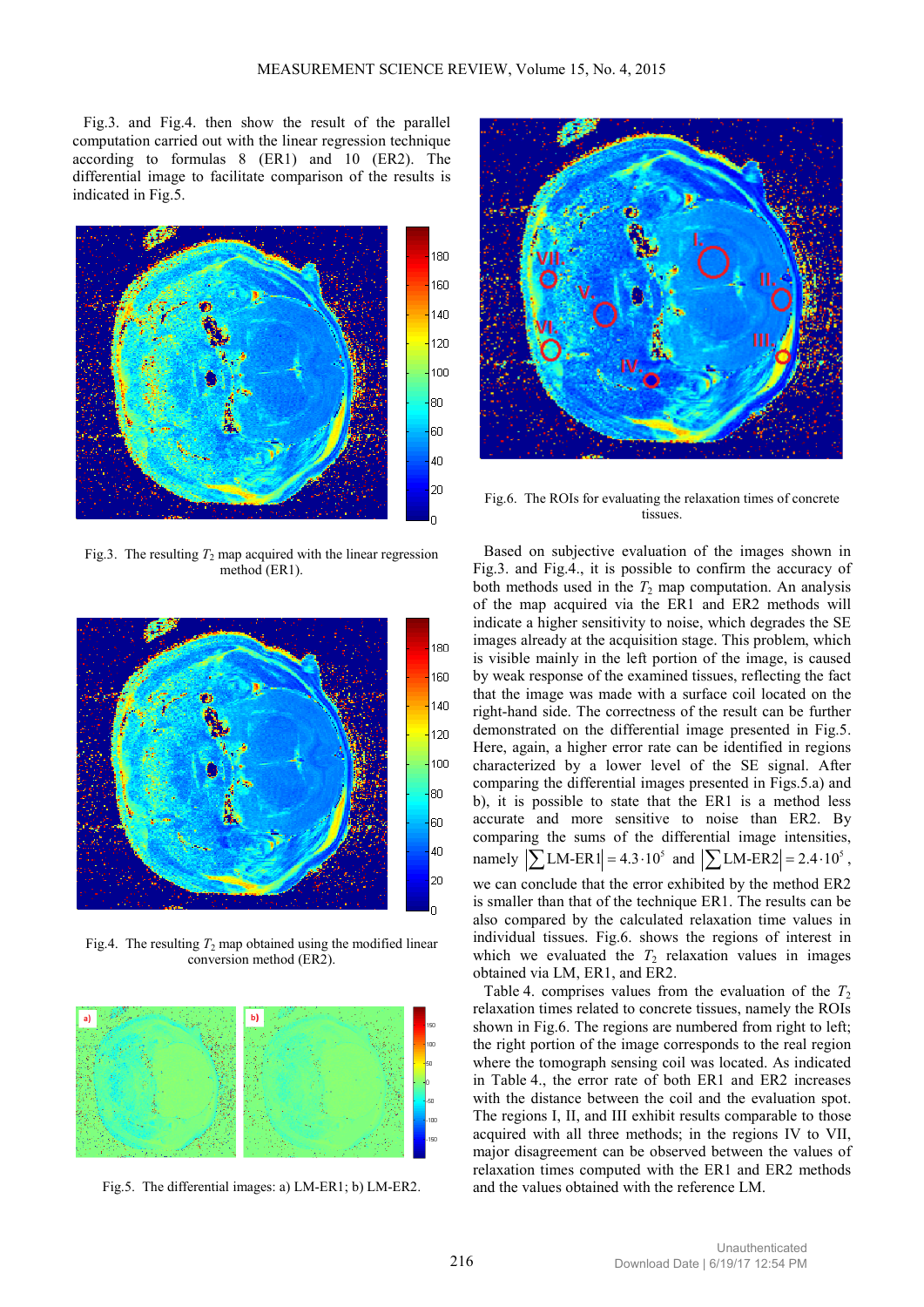Fig.3. and Fig.4. then show the result of the parallel computation carried out with the linear regression technique according to formulas 8 (ER1) and 10 (ER2). The differential image to facilitate comparison of the results is indicated in Fig.5.

Fig.3. The resulting $T_2$ map acquired with the linear regression method (ER1).

Fig.4. The resulting $T_2$ map obtained using the modified linear conversion method (ER2).

Fig.5. The differential images: a) LM-ER1; b) LM-ER2.

Fig.6. The ROIs for evaluating the relaxation times of concrete tissues.

Based on subjective evaluation of the images shown in Fig.3. and Fig.4., it is possible to confirm the accuracy of both methods used in the $T_2$ map computation. An analysis of the map acquired via the ER1 and ER2 methods will indicate a higher sensitivity to noise, which degrades the SE images already at the acquisition stage. This problem, which is visible mainly in the left portion of the image, is caused by weak response of the examined tissues, reflecting the fact that the image was made with a surface coil located on the right-hand side. The correctness of the result can be further demonstrated on the differential image presented in Fig.5. Here, again, a higher error rate can be identified in regions characterized by a lower level of the SE signal. After comparing the differential images presented in Figs.5.a) and b), it is possible to state that the ER1 is a method less accurate and more sensitive to noise than ER2. By comparing the sums of the differential image intensities, namely $\left|\sum \text{LM-ER1}\right| = 4.3 \cdot 10^5$ and $\left|\sum \text{LM-ER2}\right| = 2.4 \cdot 10^5$, we can conclude that the error exhibited by the method ER2 is smaller than that of the technique ER1. The results can be also compared by the calculated relaxation time values in individual tissues. Fig.6. shows the regions of interest in which we evaluated the $T_2$ relaxation values in images obtained via LM, ER1, and ER2.

Table 4. comprises values from the evaluation of the $T_2$ relaxation times related to concrete tissues, namely the ROIs shown in Fig.6. The regions are numbered from right to left; the right portion of the image corresponds to the real region where the tomograph sensing coil was located. As indicated in Table 4., the error rate of both ER1 and ER2 increases with the distance between the coil and the evaluation spot. The regions I, II, and III exhibit results comparable to those acquired with all three methods; in the regions IV to VII, major disagreement can be observed between the values of relaxation times computed with the ER1 and ER2 methods and the values obtained with the reference LM.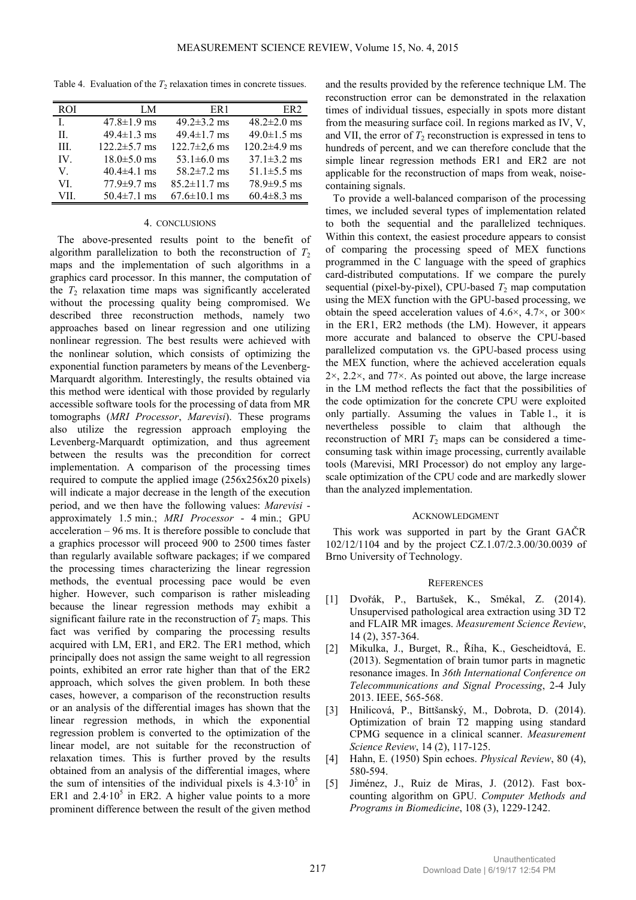Table 4. Evaluation of the $T_2$ relaxation times in concrete tissues.

| ROI | LM | ER1 | ER2 |
|---|---|---|---|
| I. | 47.8±1.9 ms | 49.2±3.2 ms | 48.2±2.0 ms |
| II. | 49.4±1.3 ms | 49.4±1.7 ms | 49.0±1.5 ms |
| III. | 122.2±5.7 ms | 122.7±2,6 ms | 120.2±4.9 ms |
| IV. | 18.0±5.0 ms | 53.1±6.0 ms | 37.1±3.2 ms |
| V. | 40.4±4.1 ms | 58.2±7.2 ms | 51.1±5.5 ms |
| VI. | 77.9±9.7 ms | 85.2±11.7 ms | 78.9±9.5 ms |
| VII. | 50.4±7.1 ms | 67.6±10.1 ms | 60.4±8.3 ms |

## 4. CONCLUSIONS

The above-presented results point to the benefit of algorithm parallelization to both the reconstruction of $T_2$ maps and the implementation of such algorithms in a graphics card processor. In this manner, the computation of the $T_2$ relaxation time maps was significantly accelerated without the processing quality being compromised. We described three reconstruction methods, namely two approaches based on linear regression and one utilizing nonlinear regression. The best results were achieved with the nonlinear solution, which consists of optimizing the exponential function parameters by means of the Levenberg-Marquardt algorithm. Interestingly, the results obtained via this method were identical with those provided by regularly accessible software tools for the processing of data from MR tomographs (*MRI Processor*, *Marevisi*). These programs also utilize the regression approach employing the Levenberg-Marquardt optimization, and thus agreement between the results was the precondition for correct implementation. A comparison of the processing times required to compute the applied image (256x256x20 pixels) will indicate a major decrease in the length of the execution period, and we then have the following values: *Marevisi* - approximately 1.5 min.; *MRI Processor* - 4 min.; GPU acceleration – 96 ms. It is therefore possible to conclude that a graphics processor will proceed 900 to 2500 times faster than regularly available software packages; if we compared the processing times characterizing the linear regression methods, the eventual processing pace would be even higher. However, such comparison is rather misleading because the linear regression methods may exhibit a significant failure rate in the reconstruction of $T_2$ maps. This fact was verified by comparing the processing results acquired with LM, ER1, and ER2. The ER1 method, which principally does not assign the same weight to all regression points, exhibited an error rate higher than that of the ER2 approach, which solves the given problem. In both these cases, however, a comparison of the reconstruction results or an analysis of the differential images has shown that the linear regression methods, in which the exponential regression problem is converted to the optimization of the linear model, are not suitable for the reconstruction of relaxation times. This is further proved by the results obtained from an analysis of the differential images, where the sum of intensities of the individual pixels is $4.3 \cdot 10^5$ in ER1 and $2.4 \cdot 10^5$ in ER2. A higher value points to a more prominent difference between the result of the given method and the results provided by the reference technique LM. The reconstruction error can be demonstrated in the relaxation times of individual tissues, especially in spots more distant from the measuring surface coil. In regions marked as IV, V, and VII, the error of $T_2$ reconstruction is expressed in tens to hundreds of percent, and we can therefore conclude that the simple linear regression methods ER1 and ER2 are not applicable for the reconstruction of maps from weak, noise-containing signals.

To provide a well-balanced comparison of the processing times, we included several types of implementation related to both the sequential and the parallelized techniques. Within this context, the easiest procedure appears to consist of comparing the processing speed of MEX functions programmed in the C language with the speed of graphics card-distributed computations. If we compare the purely sequential (pixel-by-pixel), CPU-based $T_2$ map computation using the MEX function with the GPU-based processing, we obtain the speed acceleration values of 4.6×, 4.7×, or 300× in the ER1, ER2 methods (the LM). However, it appears more accurate and balanced to observe the CPU-based parallelized computation vs. the GPU-based process using the MEX function, where the achieved acceleration equals 2×, 2.2×, and 77×. As pointed out above, the large increase in the LM method reflects the fact that the possibilities of the code optimization for the concrete CPU were exploited only partially. Assuming the values in Table 1., it is nevertheless possible to claim that although the reconstruction of MRI $T_2$ maps can be considered a time-consuming task within image processing, currently available tools (Marevisi, MRI Processor) do not employ any large-scale optimization of the CPU code and are markedly slower than the analyzed implementation.

## ACKNOWLEDGMENT

This work was supported in part by the Grant GAČR 102/12/1104 and by the project CZ.1.07/2.3.00/30.0039 of Brno University of Technology.

## REFERENCES

[1] Dvořák, P., Bartušek, K., Smékal, Z. (2014). Unsupervised pathological area extraction using 3D T2 and FLAIR MR images. *Measurement Science Review*, 14 (2), 357-364.

[2] Mikulka, J., Burget, R., Říha, K., Gescheidtová, E. (2013). Segmentation of brain tumor parts in magnetic resonance images. In *36th International Conference on Telecommunications and Signal Processing*, 2-4 July 2013. IEEE, 565-568.

[3] Hnilicová, P., Bittšanský, M., Dobrota, D. (2014). Optimization of brain T2 mapping using standard CPMG sequence in a clinical scanner. *Measurement Science Review*, 14 (2), 117-125.

[4] Hahn, E. (1950) Spin echoes. *Physical Review*, 80 (4), 580-594.

[5] Jiménez, J., Ruiz de Miras, J. (2012). Fast box-counting algorithm on GPU. *Computer Methods and Programs in Biomedicine*, 108 (3), 1229-1242.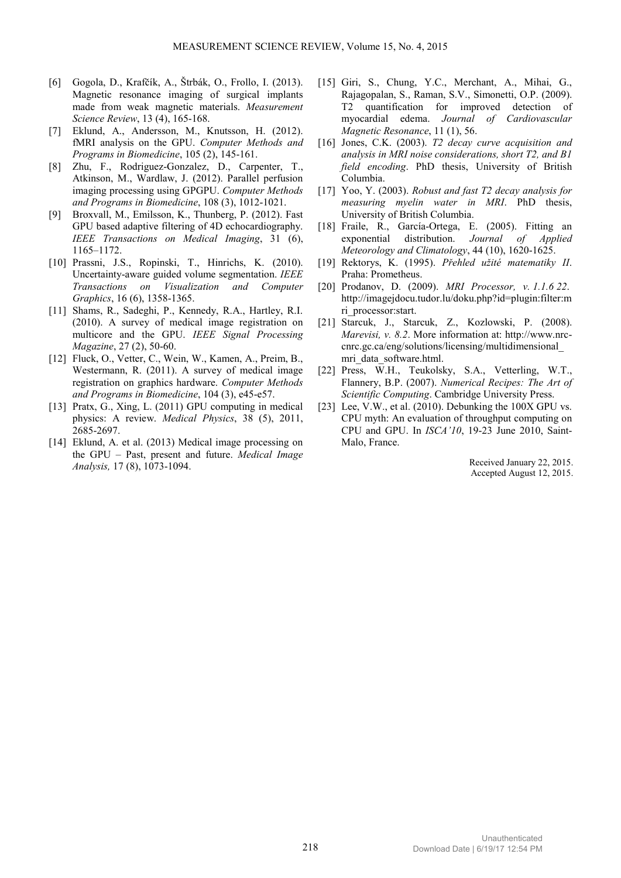[6] Gogola, D., Krafčík, A., Štrbák, O., Frollo, I. (2013). Magnetic resonance imaging of surgical implants made from weak magnetic materials. *Measurement Science Review*, 13 (4), 165-168.

[7] Eklund, A., Andersson, M., Knutsson, H. (2012). fMRI analysis on the GPU. *Computer Methods and Programs in Biomedicine*, 105 (2), 145-161.

[8] Zhu, F., Rodriguez-Gonzalez, D., Carpenter, T., Atkinson, M., Wardlaw, J. (2012). Parallel perfusion imaging processing using GPGPU. *Computer Methods and Programs in Biomedicine*, 108 (3), 1012-1021.

[9] Broxvall, M., Emilsson, K., Thunberg, P. (2012). Fast GPU based adaptive filtering of 4D echocardiography. *IEEE Transactions on Medical Imaging*, 31 (6), 1165–1172.

[10] Prassni, J.S., Ropinski, T., Hinrichs, K. (2010). Uncertainty-aware guided volume segmentation. *IEEE Transactions on Visualization and Computer Graphics*, 16 (6), 1358-1365.

[11] Shams, R., Sadeghi, P., Kennedy, R.A., Hartley, R.I. (2010). A survey of medical image registration on multicore and the GPU. *IEEE Signal Processing Magazine*, 27 (2), 50-60.

[12] Fluck, O., Vetter, C., Wein, W., Kamen, A., Preim, B., Westermann, R. (2011). A survey of medical image registration on graphics hardware. *Computer Methods and Programs in Biomedicine*, 104 (3), e45-e57.

[13] Pratx, G., Xing, L. (2011) GPU computing in medical physics: A review. *Medical Physics*, 38 (5), 2011, 2685-2697.

[14] Eklund, A. et al. (2013) Medical image processing on the GPU – Past, present and future. *Medical Image Analysis,* 17 (8), 1073-1094.

[15] Giri, S., Chung, Y.C., Merchant, A., Mihai, G., Rajagopalan, S., Raman, S.V., Simonetti, O.P. (2009). T2 quantification for improved detection of myocardial edema. *Journal of Cardiovascular Magnetic Resonance*, 11 (1), 56.

[16] Jones, C.K. (2003). *T2 decay curve acquisition and analysis in MRI noise considerations, short T2, and B1 field encoding*. PhD thesis, University of British Columbia.

[17] Yoo, Y. (2003). *Robust and fast T2 decay analysis for measuring myelin water in MRI*. PhD thesis, University of British Columbia.

[18] Fraile, R., García-Ortega, E. (2005). Fitting an exponential distribution. *Journal of Applied Meteorology and Climatology*, 44 (10), 1620-1625.

[19] Rektorys, K. (1995). *Přehled užité matematiky II*. Praha: Prometheus.

[20] Prodanov, D. (2009). *MRI Processor, v. 1.1.6 22*. http://imagejdocu.tudor.lu/doku.php?id=plugin:filter:mri_processor:start.

[21] Starcuk, J., Starcuk, Z., Kozlowski, P. (2008). *Marevisi, v. 8.2*. More information at: http://www.nrc-cnrc.gc.ca/eng/solutions/licensing/multidimensional_mri_data_software.html.

[22] Press, W.H., Teukolsky, S.A., Vetterling, W.T., Flannery, B.P. (2007). *Numerical Recipes: The Art of Scientific Computing*. Cambridge University Press.

[23] Lee, V.W., et al. (2010). Debunking the 100X GPU vs. CPU myth: An evaluation of throughput computing on CPU and GPU. In *ISCA'10*, 19-23 June 2010, Saint-Malo, France.

Received January 22, 2015.
Accepted August 12, 2015.